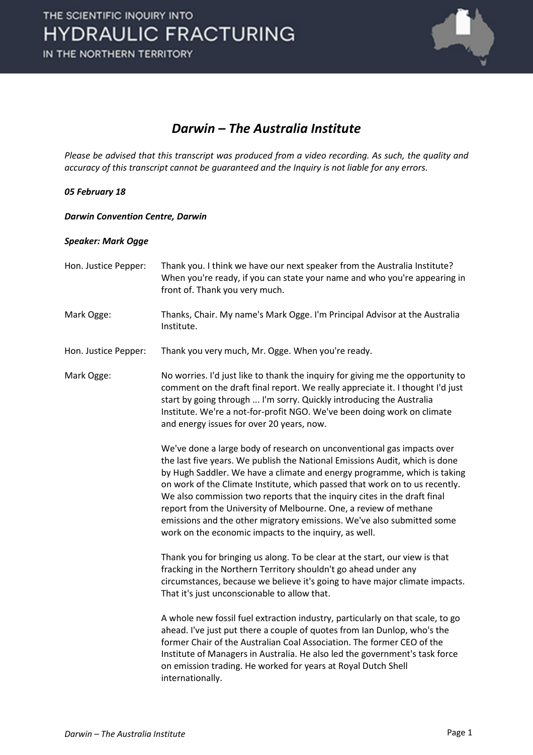# *Darwin – The Australia Institute*

*Please be advised that this transcript was produced from a video recording. As such, the quality and accuracy of this transcript cannot be guaranteed and the Inquiry is not liable for any errors.*

***05 February 18***

***Darwin Convention Centre, Darwin***

***Speaker: Mark Ogge***

| | |
|---|---|
| Hon. Justice Pepper: | Thank you. I think we have our next speaker from the Australia Institute? When you're ready, if you can state your name and who you're appearing in front of. Thank you very much. |
| Mark Ogge: | Thanks, Chair. My name's Mark Ogge. I'm Principal Advisor at the Australia Institute. |
| Hon. Justice Pepper: | Thank you very much, Mr. Ogge. When you're ready. |
| Mark Ogge: | No worries. I'd just like to thank the inquiry for giving me the opportunity to comment on the draft final report. We really appreciate it. I thought I'd just start by going through ... I'm sorry. Quickly introducing the Australia Institute. We're a not-for-profit NGO. We've been doing work on climate and energy issues for over 20 years, now. |

We've done a large body of research on unconventional gas impacts over the last five years. We publish the National Emissions Audit, which is done by Hugh Saddler. We have a climate and energy programme, which is taking on work of the Climate Institute, which passed that work on to us recently. We also commission two reports that the inquiry cites in the draft final report from the University of Melbourne. One, a review of methane emissions and the other migratory emissions. We've also submitted some work on the economic impacts to the inquiry, as well.

Thank you for bringing us along. To be clear at the start, our view is that fracking in the Northern Territory shouldn't go ahead under any circumstances, because we believe it's going to have major climate impacts. That it's just unconscionable to allow that.

A whole new fossil fuel extraction industry, particularly on that scale, to go ahead. I've just put there a couple of quotes from Ian Dunlop, who's the former Chair of the Australian Coal Association. The former CEO of the Institute of Managers in Australia. He also led the government's task force on emission trading. He worked for years at Royal Dutch Shell internationally.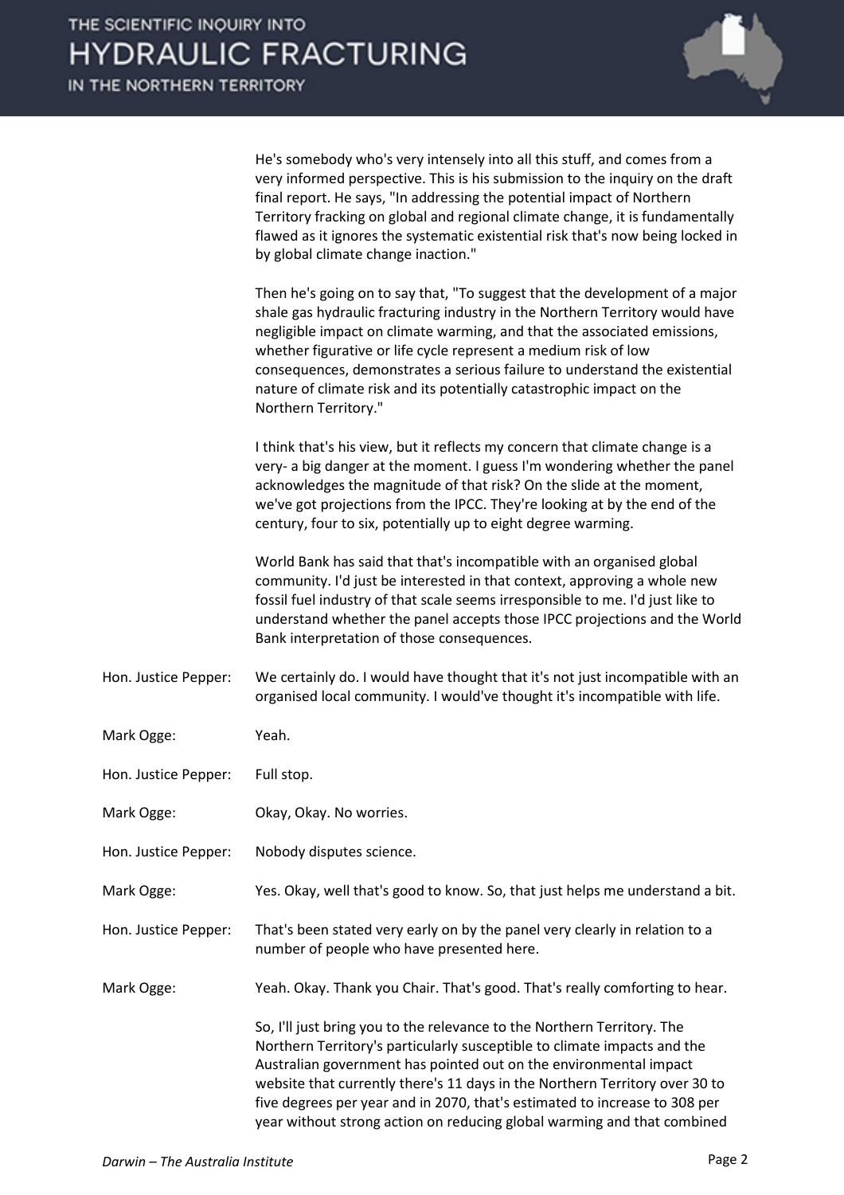He's somebody who's very intensely into all this stuff, and comes from a very informed perspective. This is his submission to the inquiry on the draft final report. He says, "In addressing the potential impact of Northern Territory fracking on global and regional climate change, it is fundamentally flawed as it ignores the systematic existential risk that's now being locked in by global climate change inaction."

Then he's going on to say that, "To suggest that the development of a major shale gas hydraulic fracturing industry in the Northern Territory would have negligible impact on climate warming, and that the associated emissions, whether figurative or life cycle represent a medium risk of low consequences, demonstrates a serious failure to understand the existential nature of climate risk and its potentially catastrophic impact on the Northern Territory."

I think that's his view, but it reflects my concern that climate change is a very- a big danger at the moment. I guess I'm wondering whether the panel acknowledges the magnitude of that risk? On the slide at the moment, we've got projections from the IPCC. They're looking at by the end of the century, four to six, potentially up to eight degree warming.

World Bank has said that that's incompatible with an organised global community. I'd just be interested in that context, approving a whole new fossil fuel industry of that scale seems irresponsible to me. I'd just like to understand whether the panel accepts those IPCC projections and the World Bank interpretation of those consequences.

**Hon. Justice Pepper:** We certainly do. I would have thought that it's not just incompatible with an organised local community. I would've thought it's incompatible with life.

**Mark Ogge:** Yeah.

**Hon. Justice Pepper:** Full stop.

**Mark Ogge:** Okay, Okay. No worries.

**Hon. Justice Pepper:** Nobody disputes science.

**Mark Ogge:** Yes. Okay, well that's good to know. So, that just helps me understand a bit.

**Hon. Justice Pepper:** That's been stated very early on by the panel very clearly in relation to a number of people who have presented here.

**Mark Ogge:** Yeah. Okay. Thank you Chair. That's good. That's really comforting to hear.

So, I'll just bring you to the relevance to the Northern Territory. The Northern Territory's particularly susceptible to climate impacts and the Australian government has pointed out on the environmental impact website that currently there's 11 days in the Northern Territory over 30 to five degrees per year and in 2070, that's estimated to increase to 308 per year without strong action on reducing global warming and that combined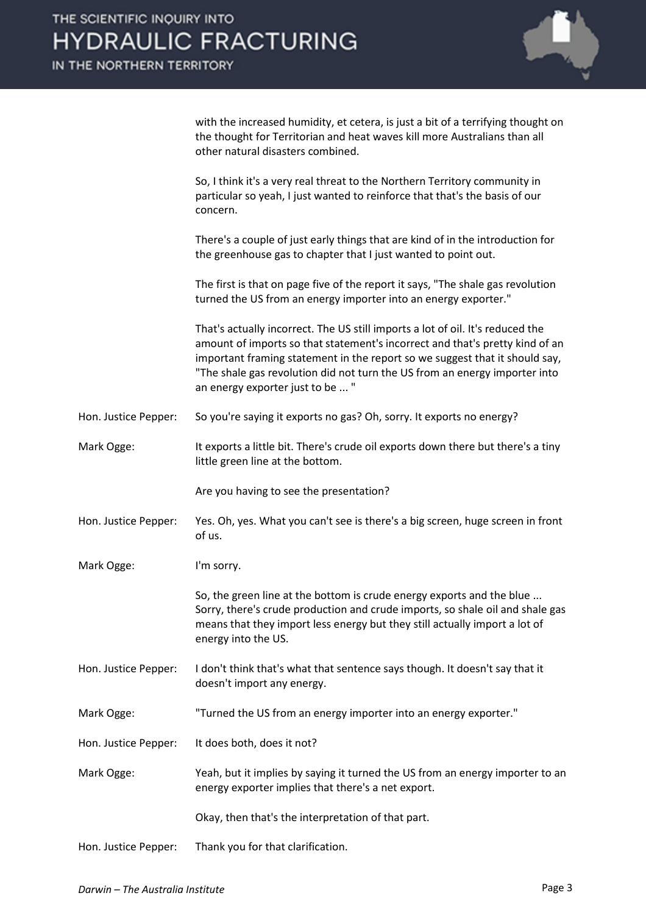with the increased humidity, et cetera, is just a bit of a terrifying thought on the thought for Territorian and heat waves kill more Australians than all other natural disasters combined.

So, I think it's a very real threat to the Northern Territory community in particular so yeah, I just wanted to reinforce that that's the basis of our concern.

There's a couple of just early things that are kind of in the introduction for the greenhouse gas to chapter that I just wanted to point out.

The first is that on page five of the report it says, "The shale gas revolution turned the US from an energy importer into an energy exporter."

That's actually incorrect. The US still imports a lot of oil. It's reduced the amount of imports so that statement's incorrect and that's pretty kind of an important framing statement in the report so we suggest that it should say, "The shale gas revolution did not turn the US from an energy importer into an energy exporter just to be ... "

**Hon. Justice Pepper:** So you're saying it exports no gas? Oh, sorry. It exports no energy?

**Mark Ogge:** It exports a little bit. There's crude oil exports down there but there's a tiny little green line at the bottom.

Are you having to see the presentation?

**Hon. Justice Pepper:** Yes. Oh, yes. What you can't see is there's a big screen, huge screen in front of us.

**Mark Ogge:** I'm sorry.

So, the green line at the bottom is crude energy exports and the blue ... Sorry, there's crude production and crude imports, so shale oil and shale gas means that they import less energy but they still actually import a lot of energy into the US.

**Hon. Justice Pepper:** I don't think that's what that sentence says though. It doesn't say that it doesn't import any energy.

**Mark Ogge:** "Turned the US from an energy importer into an energy exporter."

**Hon. Justice Pepper:** It does both, does it not?

**Mark Ogge:** Yeah, but it implies by saying it turned the US from an energy importer to an energy exporter implies that there's a net export.

Okay, then that's the interpretation of that part.

**Hon. Justice Pepper:** Thank you for that clarification.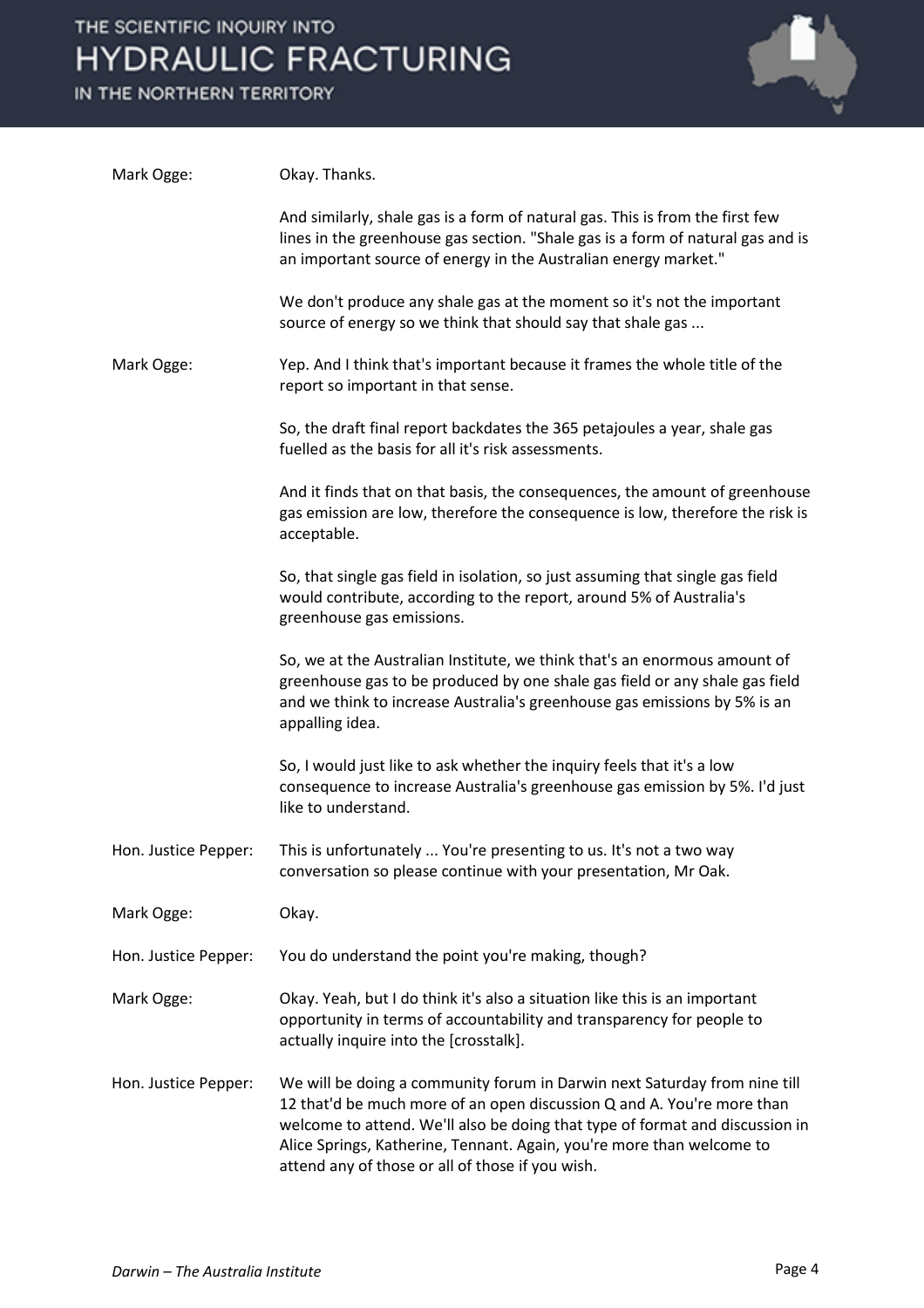| | |
|---|---|
| Mark Ogge: | Okay. Thanks. |
| | And similarly, shale gas is a form of natural gas. This is from the first few lines in the greenhouse gas section. "Shale gas is a form of natural gas and is an important source of energy in the Australian energy market." |
| | We don't produce any shale gas at the moment so it's not the important source of energy so we think that should say that shale gas ... |
| Mark Ogge: | Yep. And I think that's important because it frames the whole title of the report so important in that sense. |
| | So, the draft final report backdates the 365 petajoules a year, shale gas fuelled as the basis for all it's risk assessments. |
| | And it finds that on that basis, the consequences, the amount of greenhouse gas emission are low, therefore the consequence is low, therefore the risk is acceptable. |
| | So, that single gas field in isolation, so just assuming that single gas field would contribute, according to the report, around 5% of Australia's greenhouse gas emissions. |
| | So, we at the Australian Institute, we think that's an enormous amount of greenhouse gas to be produced by one shale gas field or any shale gas field and we think to increase Australia's greenhouse gas emissions by 5% is an appalling idea. |
| | So, I would just like to ask whether the inquiry feels that it's a low consequence to increase Australia's greenhouse gas emission by 5%. I'd just like to understand. |
| Hon. Justice Pepper: | This is unfortunately ... You're presenting to us. It's not a two way conversation so please continue with your presentation, Mr Oak. |
| Mark Ogge: | Okay. |
| Hon. Justice Pepper: | You do understand the point you're making, though? |
| Mark Ogge: | Okay. Yeah, but I do think it's also a situation like this is an important opportunity in terms of accountability and transparency for people to actually inquire into the [crosstalk]. |
| Hon. Justice Pepper: | We will be doing a community forum in Darwin next Saturday from nine till 12 that'd be much more of an open discussion Q and A. You're more than welcome to attend. We'll also be doing that type of format and discussion in Alice Springs, Katherine, Tennant. Again, you're more than welcome to attend any of those or all of those if you wish. |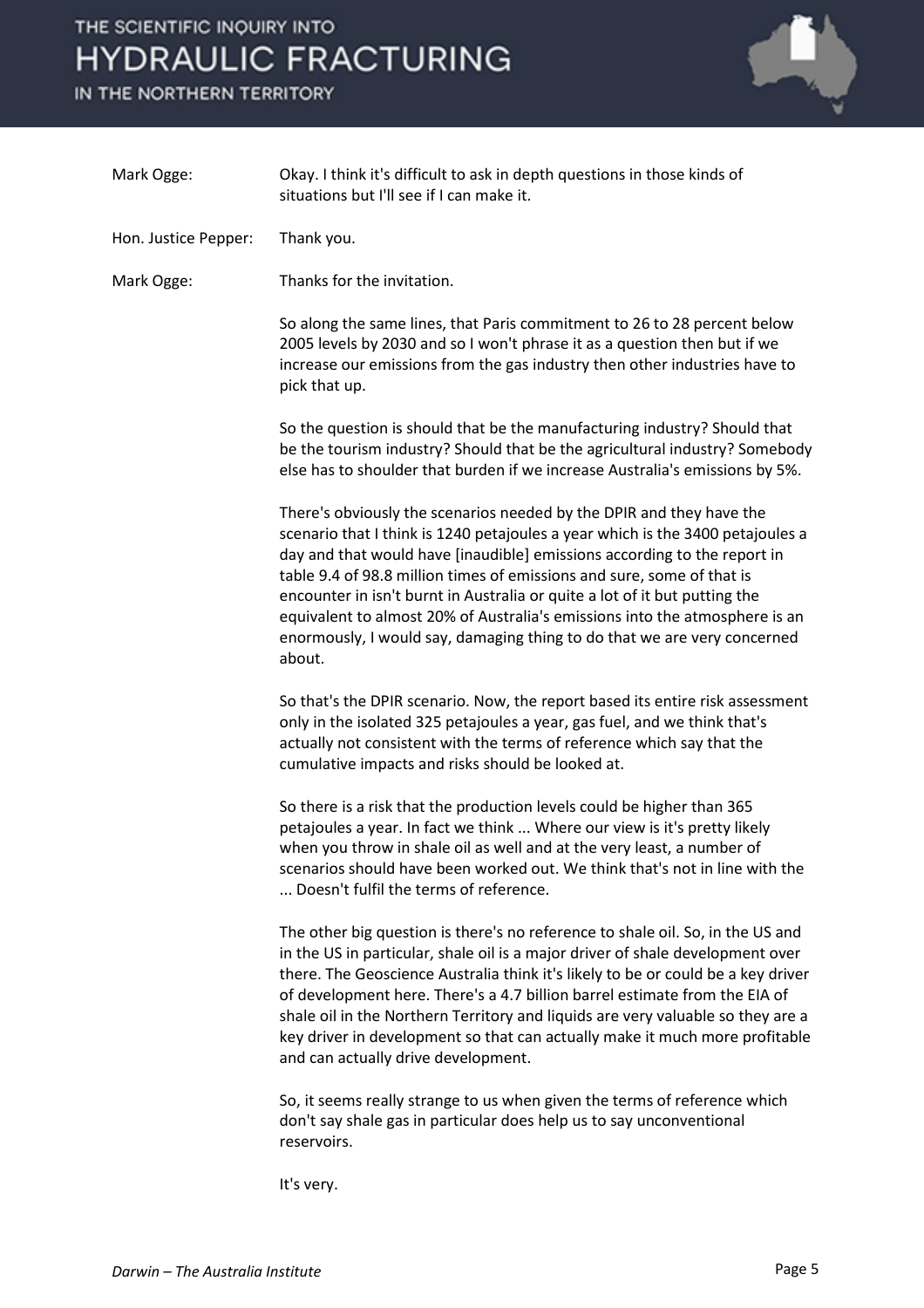Mark Ogge: Okay. I think it's difficult to ask in depth questions in those kinds of situations but I'll see if I can make it.

Hon. Justice Pepper: Thank you.

Mark Ogge: Thanks for the invitation.

So along the same lines, that Paris commitment to 26 to 28 percent below 2005 levels by 2030 and so I won't phrase it as a question then but if we increase our emissions from the gas industry then other industries have to pick that up.

So the question is should that be the manufacturing industry? Should that be the tourism industry? Should that be the agricultural industry? Somebody else has to shoulder that burden if we increase Australia's emissions by 5%.

There's obviously the scenarios needed by the DPIR and they have the scenario that I think is 1240 petajoules a year which is the 3400 petajoules a day and that would have [inaudible] emissions according to the report in table 9.4 of 98.8 million times of emissions and sure, some of that is encounter in isn't burnt in Australia or quite a lot of it but putting the equivalent to almost 20% of Australia's emissions into the atmosphere is an enormously, I would say, damaging thing to do that we are very concerned about.

So that's the DPIR scenario. Now, the report based its entire risk assessment only in the isolated 325 petajoules a year, gas fuel, and we think that's actually not consistent with the terms of reference which say that the cumulative impacts and risks should be looked at.

So there is a risk that the production levels could be higher than 365 petajoules a year. In fact we think ... Where our view is it's pretty likely when you throw in shale oil as well and at the very least, a number of scenarios should have been worked out. We think that's not in line with the ... Doesn't fulfil the terms of reference.

The other big question is there's no reference to shale oil. So, in the US and in the US in particular, shale oil is a major driver of shale development over there. The Geoscience Australia think it's likely to be or could be a key driver of development here. There's a 4.7 billion barrel estimate from the EIA of shale oil in the Northern Territory and liquids are very valuable so they are a key driver in development so that can actually make it much more profitable and can actually drive development.

So, it seems really strange to us when given the terms of reference which don't say shale gas in particular does help us to say unconventional reservoirs.

It's very.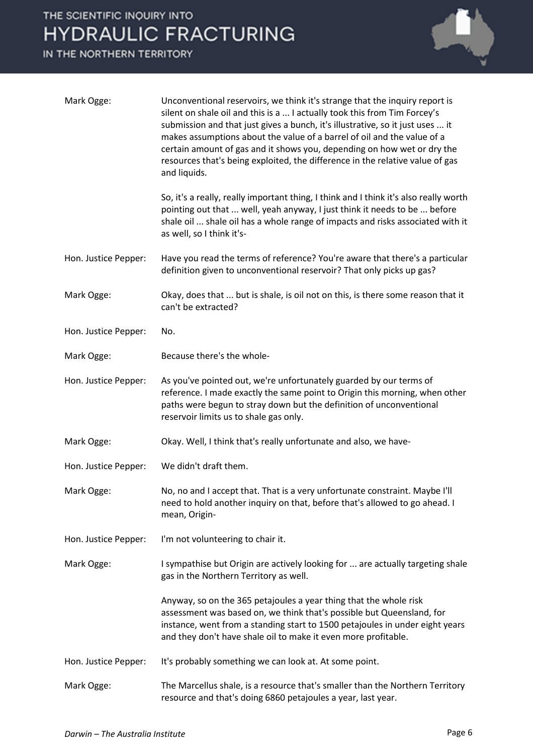Mark Ogge: Unconventional reservoirs, we think it's strange that the inquiry report is silent on shale oil and this is a ... I actually took this from Tim Forcey's submission and that just gives a bunch, it's illustrative, so it just uses ... it makes assumptions about the value of a barrel of oil and the value of a certain amount of gas and it shows you, depending on how wet or dry the resources that's being exploited, the difference in the relative value of gas and liquids.

So, it's a really, really important thing, I think and I think it's also really worth pointing out that ... well, yeah anyway, I just think it needs to be ... before shale oil ... shale oil has a whole range of impacts and risks associated with it as well, so I think it's-

Hon. Justice Pepper: Have you read the terms of reference? You're aware that there's a particular definition given to unconventional reservoir? That only picks up gas?

Mark Ogge: Okay, does that ... but is shale, is oil not on this, is there some reason that it can't be extracted?

Hon. Justice Pepper: No.

Mark Ogge: Because there's the whole-

Hon. Justice Pepper: As you've pointed out, we're unfortunately guarded by our terms of reference. I made exactly the same point to Origin this morning, when other paths were begun to stray down but the definition of unconventional reservoir limits us to shale gas only.

Mark Ogge: Okay. Well, I think that's really unfortunate and also, we have-

Hon. Justice Pepper: We didn't draft them.

Mark Ogge: No, no and I accept that. That is a very unfortunate constraint. Maybe I'll need to hold another inquiry on that, before that's allowed to go ahead. I mean, Origin-

Hon. Justice Pepper: I'm not volunteering to chair it.

Mark Ogge: I sympathise but Origin are actively looking for ... are actually targeting shale gas in the Northern Territory as well.

Anyway, so on the 365 petajoules a year thing that the whole risk assessment was based on, we think that's possible but Queensland, for instance, went from a standing start to 1500 petajoules in under eight years and they don't have shale oil to make it even more profitable.

Hon. Justice Pepper: It's probably something we can look at. At some point.

Mark Ogge: The Marcellus shale, is a resource that's smaller than the Northern Territory resource and that's doing 6860 petajoules a year, last year.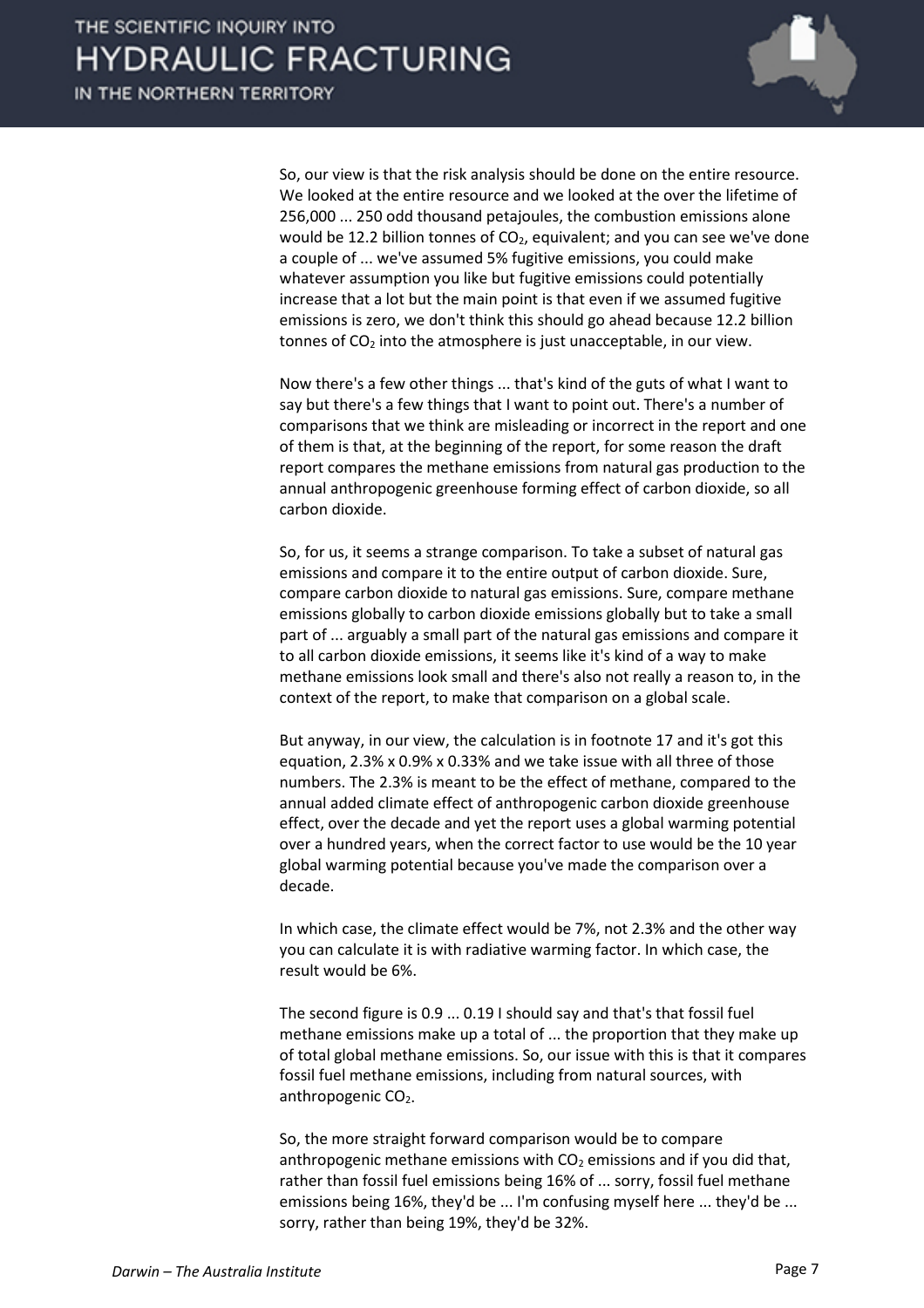So, our view is that the risk analysis should be done on the entire resource. We looked at the entire resource and we looked at the over the lifetime of 256,000 ... 250 odd thousand petajoules, the combustion emissions alone would be 12.2 billion tonnes of $CO_2$, equivalent; and you can see we've done a couple of ... we've assumed 5% fugitive emissions, you could make whatever assumption you like but fugitive emissions could potentially increase that a lot but the main point is that even if we assumed fugitive emissions is zero, we don't think this should go ahead because 12.2 billion tonnes of $CO_2$ into the atmosphere is just unacceptable, in our view.

Now there's a few other things ... that's kind of the guts of what I want to say but there's a few things that I want to point out. There's a number of comparisons that we think are misleading or incorrect in the report and one of them is that, at the beginning of the report, for some reason the draft report compares the methane emissions from natural gas production to the annual anthropogenic greenhouse forming effect of carbon dioxide, so all carbon dioxide.

So, for us, it seems a strange comparison. To take a subset of natural gas emissions and compare it to the entire output of carbon dioxide. Sure, compare carbon dioxide to natural gas emissions. Sure, compare methane emissions globally to carbon dioxide emissions globally but to take a small part of ... arguably a small part of the natural gas emissions and compare it to all carbon dioxide emissions, it seems like it's kind of a way to make methane emissions look small and there's also not really a reason to, in the context of the report, to make that comparison on a global scale.

But anyway, in our view, the calculation is in footnote 17 and it's got this equation, 2.3% x 0.9% x 0.33% and we take issue with all three of those numbers. The 2.3% is meant to be the effect of methane, compared to the annual added climate effect of anthropogenic carbon dioxide greenhouse effect, over the decade and yet the report uses a global warming potential over a hundred years, when the correct factor to use would be the 10 year global warming potential because you've made the comparison over a decade.

In which case, the climate effect would be 7%, not 2.3% and the other way you can calculate it is with radiative warming factor. In which case, the result would be 6%.

The second figure is 0.9 ... 0.19 I should say and that's that fossil fuel methane emissions make up a total of ... the proportion that they make up of total global methane emissions. So, our issue with this is that it compares fossil fuel methane emissions, including from natural sources, with anthropogenic $CO_2$.

So, the more straight forward comparison would be to compare anthropogenic methane emissions with $CO_2$ emissions and if you did that, rather than fossil fuel emissions being 16% of ... sorry, fossil fuel methane emissions being 16%, they'd be ... I'm confusing myself here ... they'd be ... sorry, rather than being 19%, they'd be 32%.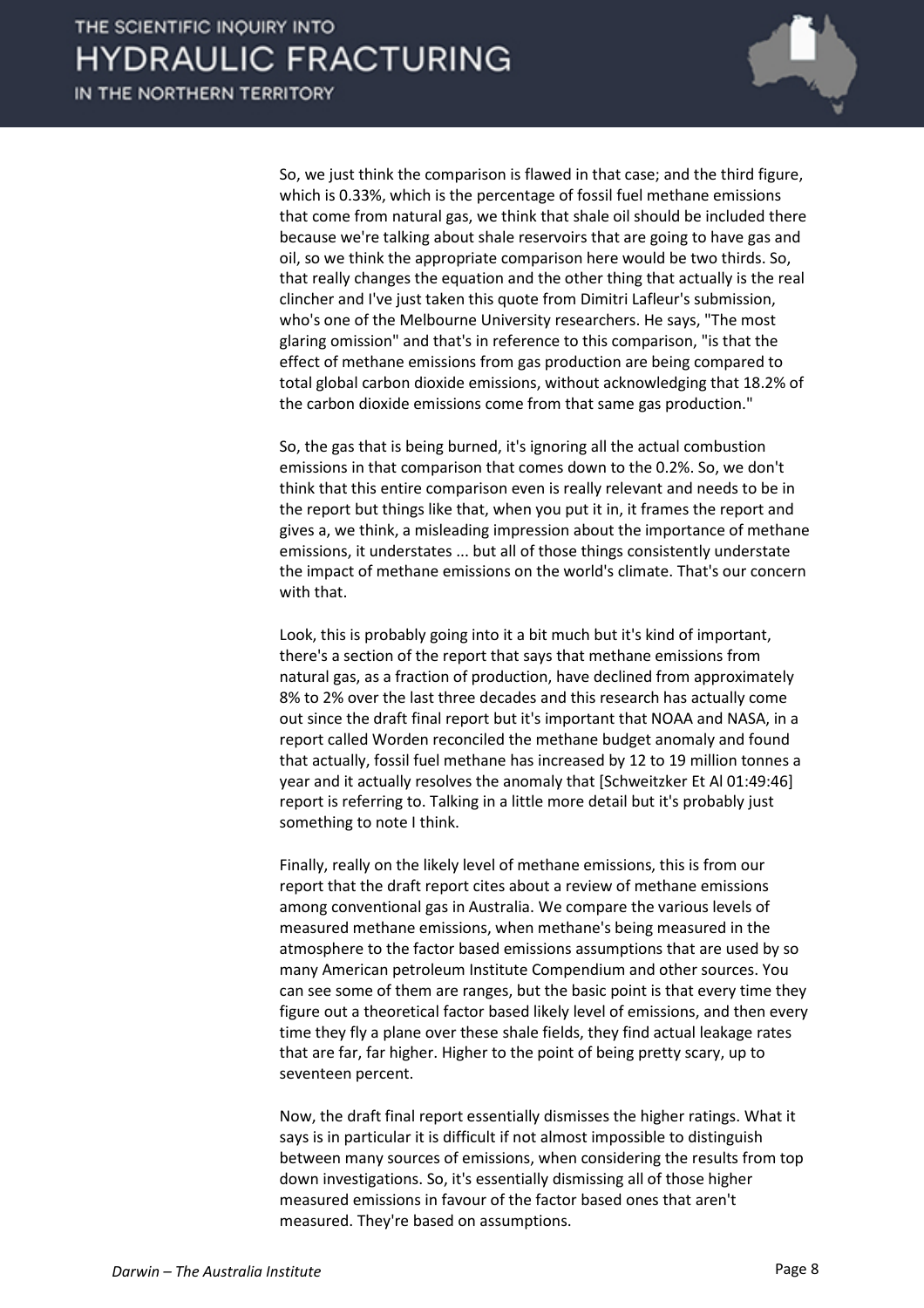So, we just think the comparison is flawed in that case; and the third figure, which is 0.33%, which is the percentage of fossil fuel methane emissions that come from natural gas, we think that shale oil should be included there because we're talking about shale reservoirs that are going to have gas and oil, so we think the appropriate comparison here would be two thirds. So, that really changes the equation and the other thing that actually is the real clincher and I've just taken this quote from Dimitri Lafleur's submission, who's one of the Melbourne University researchers. He says, "The most glaring omission" and that's in reference to this comparison, "is that the effect of methane emissions from gas production are being compared to total global carbon dioxide emissions, without acknowledging that 18.2% of the carbon dioxide emissions come from that same gas production."

So, the gas that is being burned, it's ignoring all the actual combustion emissions in that comparison that comes down to the 0.2%. So, we don't think that this entire comparison even is really relevant and needs to be in the report but things like that, when you put it in, it frames the report and gives a, we think, a misleading impression about the importance of methane emissions, it understates ... but all of those things consistently understate the impact of methane emissions on the world's climate. That's our concern with that.

Look, this is probably going into it a bit much but it's kind of important, there's a section of the report that says that methane emissions from natural gas, as a fraction of production, have declined from approximately 8% to 2% over the last three decades and this research has actually come out since the draft final report but it's important that NOAA and NASA, in a report called Worden reconciled the methane budget anomaly and found that actually, fossil fuel methane has increased by 12 to 19 million tonnes a year and it actually resolves the anomaly that [Schweitzker Et Al 01:49:46] report is referring to. Talking in a little more detail but it's probably just something to note I think.

Finally, really on the likely level of methane emissions, this is from our report that the draft report cites about a review of methane emissions among conventional gas in Australia. We compare the various levels of measured methane emissions, when methane's being measured in the atmosphere to the factor based emissions assumptions that are used by so many American petroleum Institute Compendium and other sources. You can see some of them are ranges, but the basic point is that every time they figure out a theoretical factor based likely level of emissions, and then every time they fly a plane over these shale fields, they find actual leakage rates that are far, far higher. Higher to the point of being pretty scary, up to seventeen percent.

Now, the draft final report essentially dismisses the higher ratings. What it says is in particular it is difficult if not almost impossible to distinguish between many sources of emissions, when considering the results from top down investigations. So, it's essentially dismissing all of those higher measured emissions in favour of the factor based ones that aren't measured. They're based on assumptions.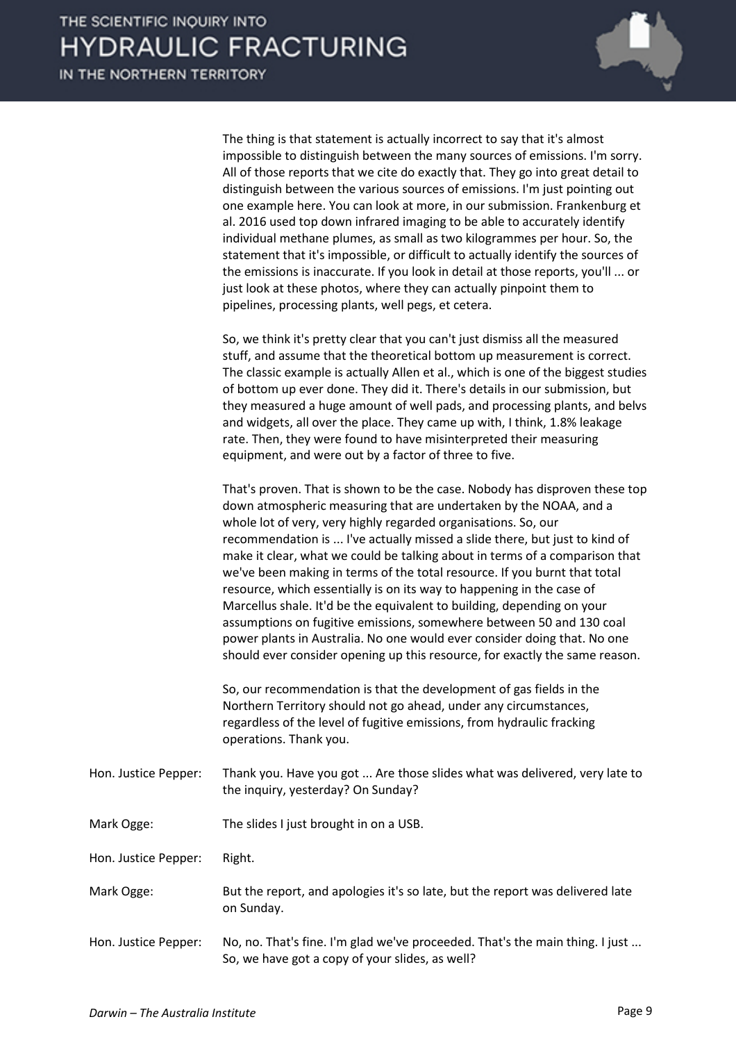The thing is that statement is actually incorrect to say that it's almost impossible to distinguish between the many sources of emissions. I'm sorry. All of those reports that we cite do exactly that. They go into great detail to distinguish between the various sources of emissions. I'm just pointing out one example here. You can look at more, in our submission. Frankenburg et al. 2016 used top down infrared imaging to be able to accurately identify individual methane plumes, as small as two kilogrammes per hour. So, the statement that it's impossible, or difficult to actually identify the sources of the emissions is inaccurate. If you look in detail at those reports, you'll ... or just look at these photos, where they can actually pinpoint them to pipelines, processing plants, well pegs, et cetera.

So, we think it's pretty clear that you can't just dismiss all the measured stuff, and assume that the theoretical bottom up measurement is correct. The classic example is actually Allen et al., which is one of the biggest studies of bottom up ever done. They did it. There's details in our submission, but they measured a huge amount of well pads, and processing plants, and belvs and widgets, all over the place. They came up with, I think, 1.8% leakage rate. Then, they were found to have misinterpreted their measuring equipment, and were out by a factor of three to five.

That's proven. That is shown to be the case. Nobody has disproven these top down atmospheric measuring that are undertaken by the NOAA, and a whole lot of very, very highly regarded organisations. So, our recommendation is ... I've actually missed a slide there, but just to kind of make it clear, what we could be talking about in terms of a comparison that we've been making in terms of the total resource. If you burnt that total resource, which essentially is on its way to happening in the case of Marcellus shale. It'd be the equivalent to building, depending on your assumptions on fugitive emissions, somewhere between 50 and 130 coal power plants in Australia. No one would ever consider doing that. No one should ever consider opening up this resource, for exactly the same reason.

So, our recommendation is that the development of gas fields in the Northern Territory should not go ahead, under any circumstances, regardless of the level of fugitive emissions, from hydraulic fracking operations. Thank you.

Hon. Justice Pepper: Thank you. Have you got ... Are those slides what was delivered, very late to the inquiry, yesterday? On Sunday?

Mark Ogge: The slides I just brought in on a USB.

Hon. Justice Pepper: Right.

Mark Ogge: But the report, and apologies it's so late, but the report was delivered late on Sunday.

Hon. Justice Pepper: No, no. That's fine. I'm glad we've proceeded. That's the main thing. I just ... So, we have got a copy of your slides, as well?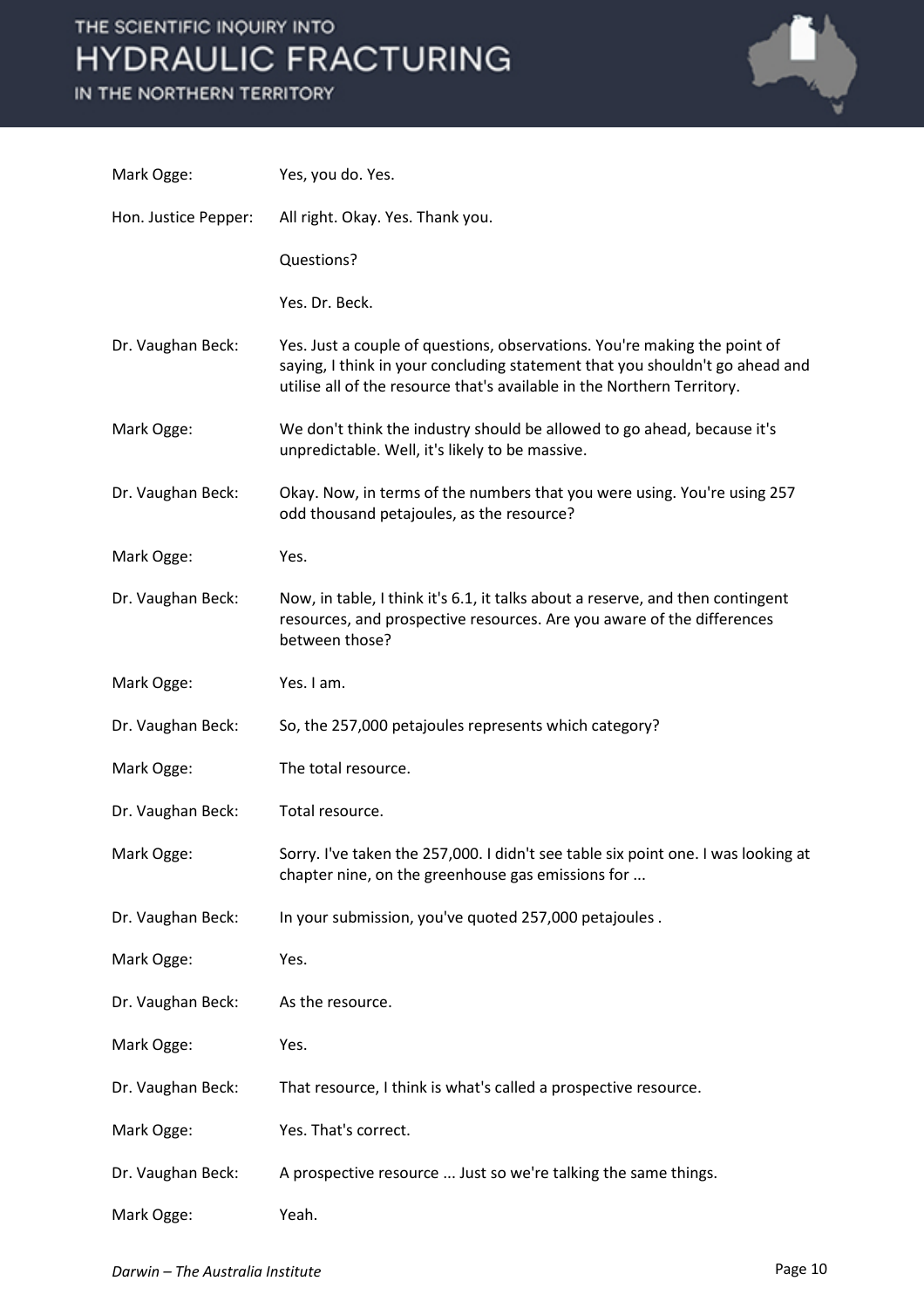Mark Ogge: Yes, you do. Yes.

Hon. Justice Pepper: All right. Okay. Yes. Thank you.

Questions?

Yes. Dr. Beck.

Dr. Vaughan Beck: Yes. Just a couple of questions, observations. You're making the point of saying, I think in your concluding statement that you shouldn't go ahead and utilise all of the resource that's available in the Northern Territory.

Mark Ogge: We don't think the industry should be allowed to go ahead, because it's unpredictable. Well, it's likely to be massive.

Dr. Vaughan Beck: Okay. Now, in terms of the numbers that you were using. You're using 257 odd thousand petajoules, as the resource?

Mark Ogge: Yes.

Dr. Vaughan Beck: Now, in table, I think it's 6.1, it talks about a reserve, and then contingent resources, and prospective resources. Are you aware of the differences between those?

Mark Ogge: Yes. I am.

Dr. Vaughan Beck: So, the 257,000 petajoules represents which category?

Mark Ogge: The total resource.

Dr. Vaughan Beck: Total resource.

Mark Ogge: Sorry. I've taken the 257,000. I didn't see table six point one. I was looking at chapter nine, on the greenhouse gas emissions for ...

Dr. Vaughan Beck: In your submission, you've quoted 257,000 petajoules .

Mark Ogge: Yes.

Dr. Vaughan Beck: As the resource.

Mark Ogge: Yes.

Dr. Vaughan Beck: That resource, I think is what's called a prospective resource.

Mark Ogge: Yes. That's correct.

Dr. Vaughan Beck: A prospective resource ... Just so we're talking the same things.

Mark Ogge: Yeah.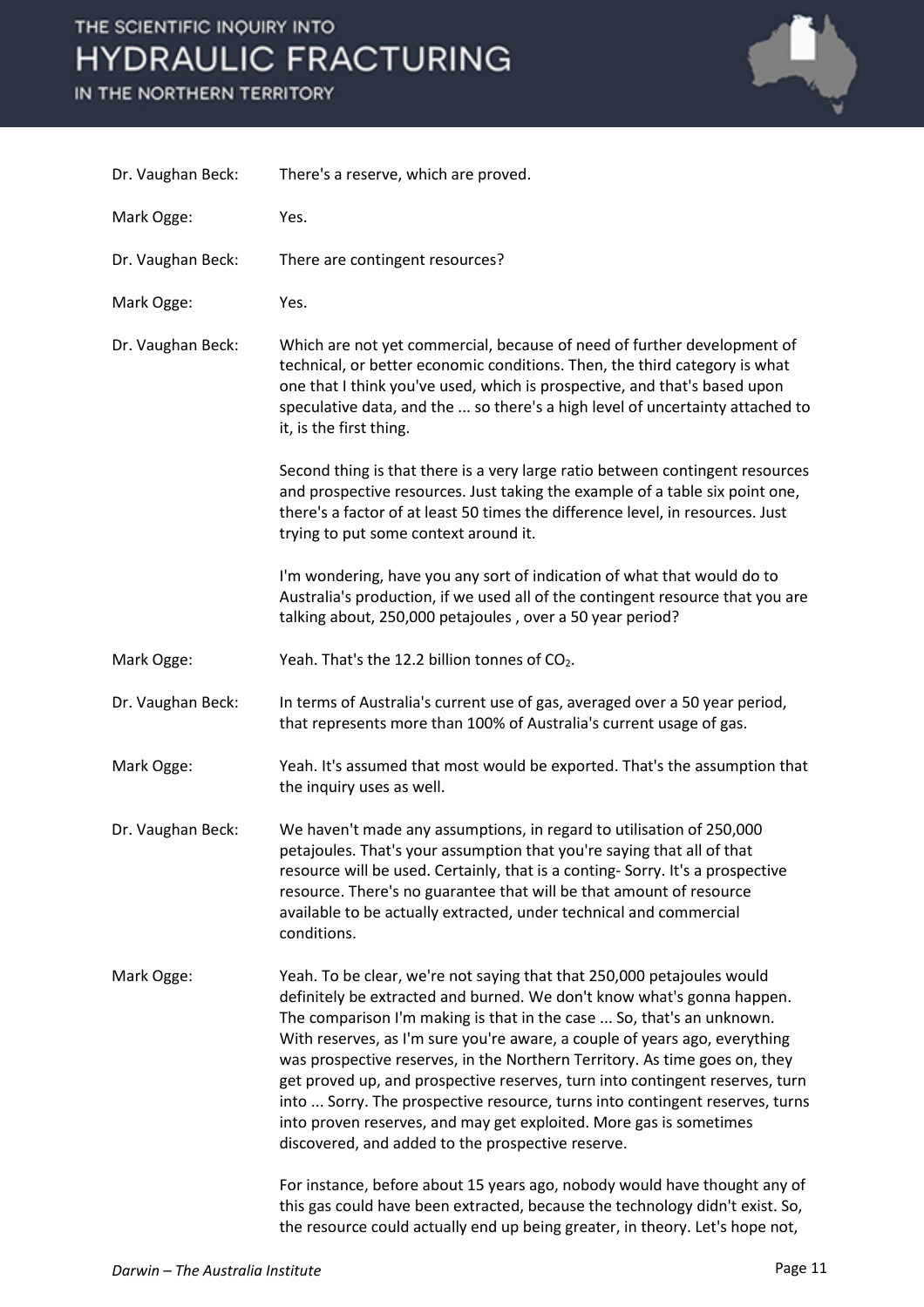Dr. Vaughan Beck: There's a reserve, which are proved.

Mark Ogge: Yes.

Dr. Vaughan Beck: There are contingent resources?

Mark Ogge: Yes.

Dr. Vaughan Beck: Which are not yet commercial, because of need of further development of technical, or better economic conditions. Then, the third category is what one that I think you've used, which is prospective, and that's based upon speculative data, and the ... so there's a high level of uncertainty attached to it, is the first thing.

Second thing is that there is a very large ratio between contingent resources and prospective resources. Just taking the example of a table six point one, there's a factor of at least 50 times the difference level, in resources. Just trying to put some context around it.

I'm wondering, have you any sort of indication of what that would do to Australia's production, if we used all of the contingent resource that you are talking about, 250,000 petajoules , over a 50 year period?

Mark Ogge: Yeah. That's the 12.2 billion tonnes of $CO_2$.

Dr. Vaughan Beck: In terms of Australia's current use of gas, averaged over a 50 year period, that represents more than 100% of Australia's current usage of gas.

Mark Ogge: Yeah. It's assumed that most would be exported. That's the assumption that the inquiry uses as well.

Dr. Vaughan Beck: We haven't made any assumptions, in regard to utilisation of 250,000 petajoules. That's your assumption that you're saying that all of that resource will be used. Certainly, that is a conting- Sorry. It's a prospective resource. There's no guarantee that will be that amount of resource available to be actually extracted, under technical and commercial conditions.

Mark Ogge: Yeah. To be clear, we're not saying that that 250,000 petajoules would definitely be extracted and burned. We don't know what's gonna happen. The comparison I'm making is that in the case ... So, that's an unknown. With reserves, as I'm sure you're aware, a couple of years ago, everything was prospective reserves, in the Northern Territory. As time goes on, they get proved up, and prospective reserves, turn into contingent reserves, turn into ... Sorry. The prospective resource, turns into contingent reserves, turns into proven reserves, and may get exploited. More gas is sometimes discovered, and added to the prospective reserve.

For instance, before about 15 years ago, nobody would have thought any of this gas could have been extracted, because the technology didn't exist. So, the resource could actually end up being greater, in theory. Let's hope not,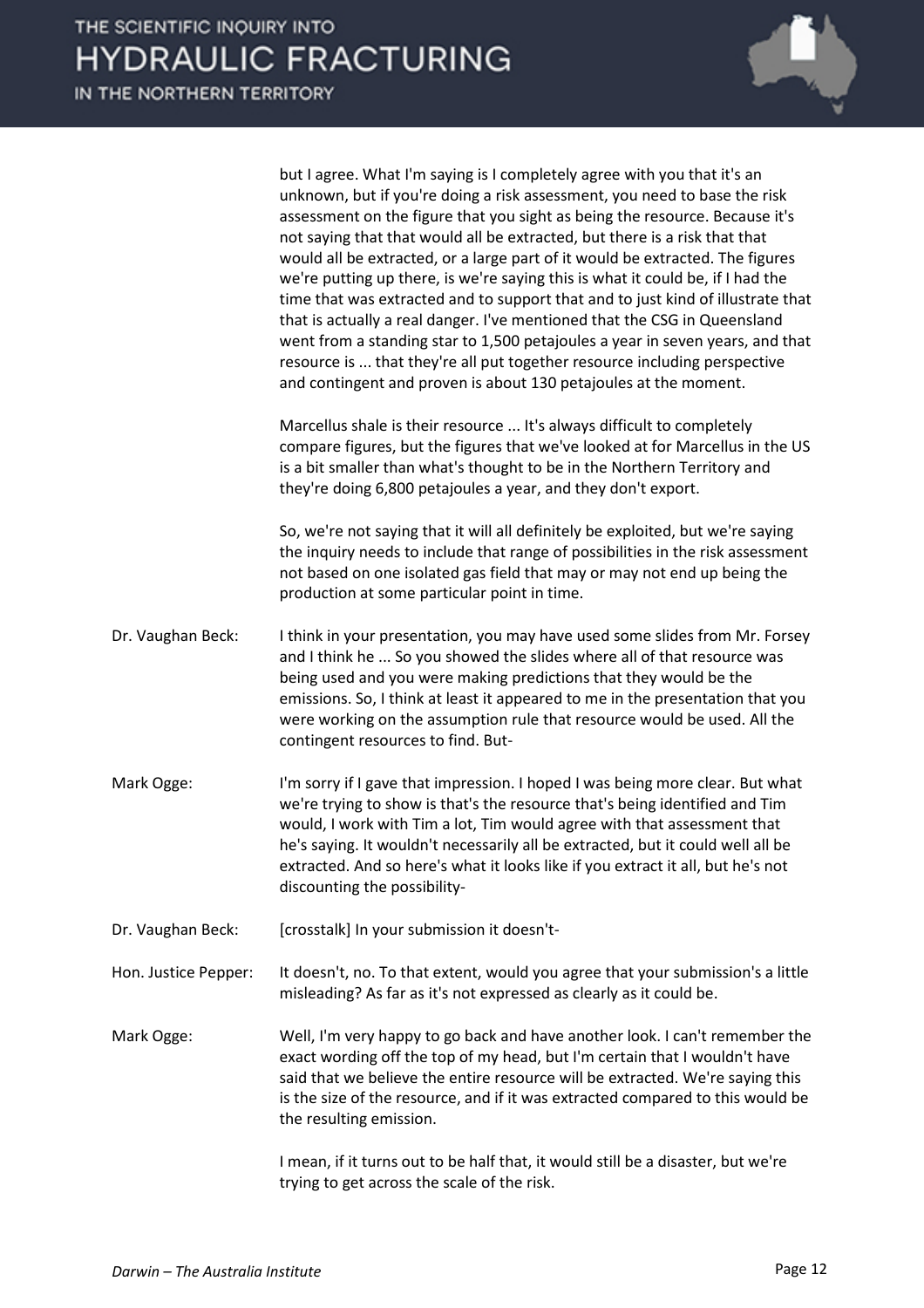but I agree. What I'm saying is I completely agree with you that it's an unknown, but if you're doing a risk assessment, you need to base the risk assessment on the figure that you sight as being the resource. Because it's not saying that that would all be extracted, but there is a risk that that would all be extracted, or a large part of it would be extracted. The figures we're putting up there, is we're saying this is what it could be, if I had the time that was extracted and to support that and to just kind of illustrate that that is actually a real danger. I've mentioned that the CSG in Queensland went from a standing star to 1,500 petajoules a year in seven years, and that resource is ... that they're all put together resource including perspective and contingent and proven is about 130 petajoules at the moment.

Marcellus shale is their resource ... It's always difficult to completely compare figures, but the figures that we've looked at for Marcellus in the US is a bit smaller than what's thought to be in the Northern Territory and they're doing 6,800 petajoules a year, and they don't export.

So, we're not saying that it will all definitely be exploited, but we're saying the inquiry needs to include that range of possibilities in the risk assessment not based on one isolated gas field that may or may not end up being the production at some particular point in time.

Dr. Vaughan Beck: I think in your presentation, you may have used some slides from Mr. Forsey and I think he ... So you showed the slides where all of that resource was being used and you were making predictions that they would be the emissions. So, I think at least it appeared to me in the presentation that you were working on the assumption rule that resource would be used. All the contingent resources to find. But-

Mark Ogge: I'm sorry if I gave that impression. I hoped I was being more clear. But what we're trying to show is that's the resource that's being identified and Tim would, I work with Tim a lot, Tim would agree with that assessment that he's saying. It wouldn't necessarily all be extracted, but it could well all be extracted. And so here's what it looks like if you extract it all, but he's not discounting the possibility-

Dr. Vaughan Beck: [crosstalk] In your submission it doesn't-

Hon. Justice Pepper: It doesn't, no. To that extent, would you agree that your submission's a little misleading? As far as it's not expressed as clearly as it could be.

Mark Ogge: Well, I'm very happy to go back and have another look. I can't remember the exact wording off the top of my head, but I'm certain that I wouldn't have said that we believe the entire resource will be extracted. We're saying this is the size of the resource, and if it was extracted compared to this would be the resulting emission.

I mean, if it turns out to be half that, it would still be a disaster, but we're trying to get across the scale of the risk.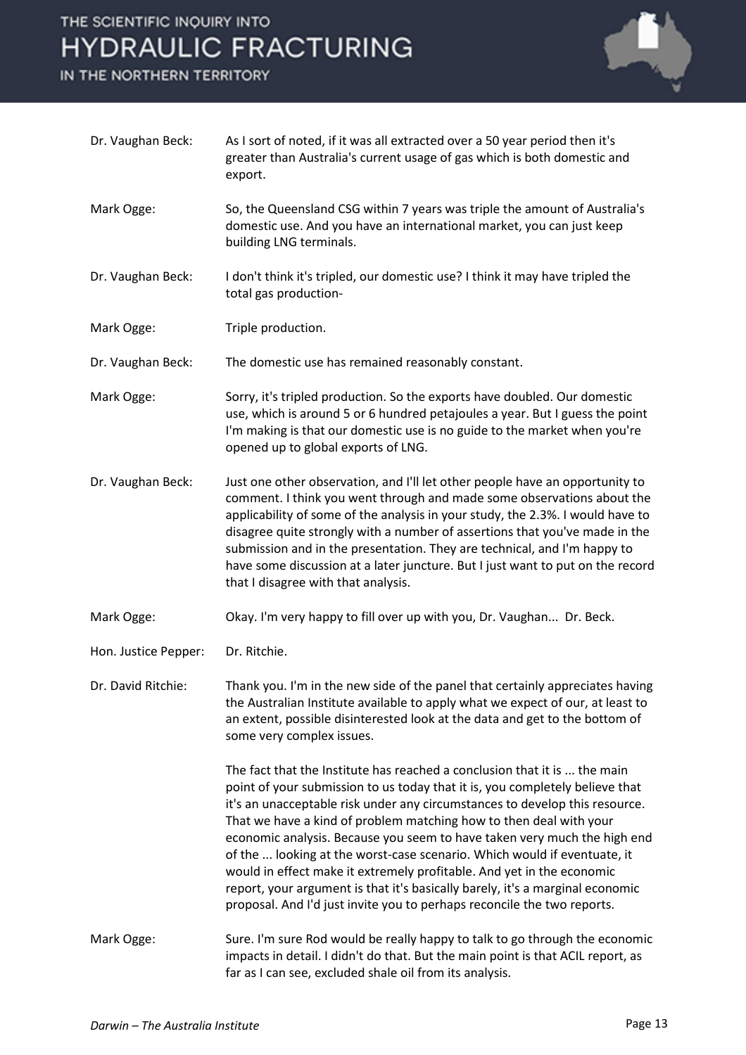| | |
|---|---|
| Dr. Vaughan Beck: | As I sort of noted, if it was all extracted over a 50 year period then it's greater than Australia's current usage of gas which is both domestic and export. |
| Mark Ogge: | So, the Queensland CSG within 7 years was triple the amount of Australia's domestic use. And you have an international market, you can just keep building LNG terminals. |
| Dr. Vaughan Beck: | I don't think it's tripled, our domestic use? I think it may have tripled the total gas production- |
| Mark Ogge: | Triple production. |
| Dr. Vaughan Beck: | The domestic use has remained reasonably constant. |
| Mark Ogge: | Sorry, it's tripled production. So the exports have doubled. Our domestic use, which is around 5 or 6 hundred petajoules a year. But I guess the point I'm making is that our domestic use is no guide to the market when you're opened up to global exports of LNG. |
| Dr. Vaughan Beck: | Just one other observation, and I'll let other people have an opportunity to comment. I think you went through and made some observations about the applicability of some of the analysis in your study, the 2.3%. I would have to disagree quite strongly with a number of assertions that you've made in the submission and in the presentation. They are technical, and I'm happy to have some discussion at a later juncture. But I just want to put on the record that I disagree with that analysis. |
| Mark Ogge: | Okay. I'm very happy to fill over up with you, Dr. Vaughan... Dr. Beck. |
| Hon. Justice Pepper: | Dr. Ritchie. |
| Dr. David Ritchie: | Thank you. I'm in the new side of the panel that certainly appreciates having the Australian Institute available to apply what we expect of our, at least to an extent, possible disinterested look at the data and get to the bottom of some very complex issues.<br><br>The fact that the Institute has reached a conclusion that it is ... the main point of your submission to us today that it is, you completely believe that it's an unacceptable risk under any circumstances to develop this resource. That we have a kind of problem matching how to then deal with your economic analysis. Because you seem to have taken very much the high end of the ... looking at the worst-case scenario. Which would if eventuate, it would in effect make it extremely profitable. And yet in the economic report, your argument is that it's basically barely, it's a marginal economic proposal. And I'd just invite you to perhaps reconcile the two reports. |
| Mark Ogge: | Sure. I'm sure Rod would be really happy to talk to go through the economic impacts in detail. I didn't do that. But the main point is that ACIL report, as far as I can see, excluded shale oil from its analysis. |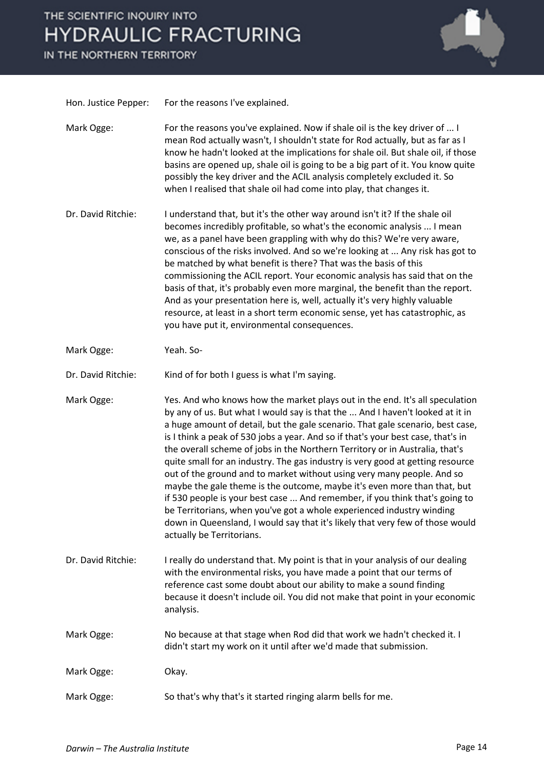Hon. Justice Pepper: For the reasons I've explained.

Mark Ogge: For the reasons you've explained. Now if shale oil is the key driver of ... I mean Rod actually wasn't, I shouldn't state for Rod actually, but as far as I know he hadn't looked at the implications for shale oil. But shale oil, if those basins are opened up, shale oil is going to be a big part of it. You know quite possibly the key driver and the ACIL analysis completely excluded it. So when I realised that shale oil had come into play, that changes it.

Dr. David Ritchie: I understand that, but it's the other way around isn't it? If the shale oil becomes incredibly profitable, so what's the economic analysis ... I mean we, as a panel have been grappling with why do this? We're very aware, conscious of the risks involved. And so we're looking at ... Any risk has got to be matched by what benefit is there? That was the basis of this commissioning the ACIL report. Your economic analysis has said that on the basis of that, it's probably even more marginal, the benefit than the report. And as your presentation here is, well, actually it's very highly valuable resource, at least in a short term economic sense, yet has catastrophic, as you have put it, environmental consequences.

Mark Ogge: Yeah. So-

Dr. David Ritchie: Kind of for both I guess is what I'm saying.

Mark Ogge: Yes. And who knows how the market plays out in the end. It's all speculation by any of us. But what I would say is that the ... And I haven't looked at it in a huge amount of detail, but the gale scenario. That gale scenario, best case, is I think a peak of 530 jobs a year. And so if that's your best case, that's in the overall scheme of jobs in the Northern Territory or in Australia, that's quite small for an industry. The gas industry is very good at getting resource out of the ground and to market without using very many people. And so maybe the gale theme is the outcome, maybe it's even more than that, but if 530 people is your best case ... And remember, if you think that's going to be Territorians, when you've got a whole experienced industry winding down in Queensland, I would say that it's likely that very few of those would actually be Territorians.

Dr. David Ritchie: I really do understand that. My point is that in your analysis of our dealing with the environmental risks, you have made a point that our terms of reference cast some doubt about our ability to make a sound finding because it doesn't include oil. You did not make that point in your economic analysis.

Mark Ogge: No because at that stage when Rod did that work we hadn't checked it. I didn't start my work on it until after we'd made that submission.

Mark Ogge: Okay.

Mark Ogge: So that's why that's it started ringing alarm bells for me.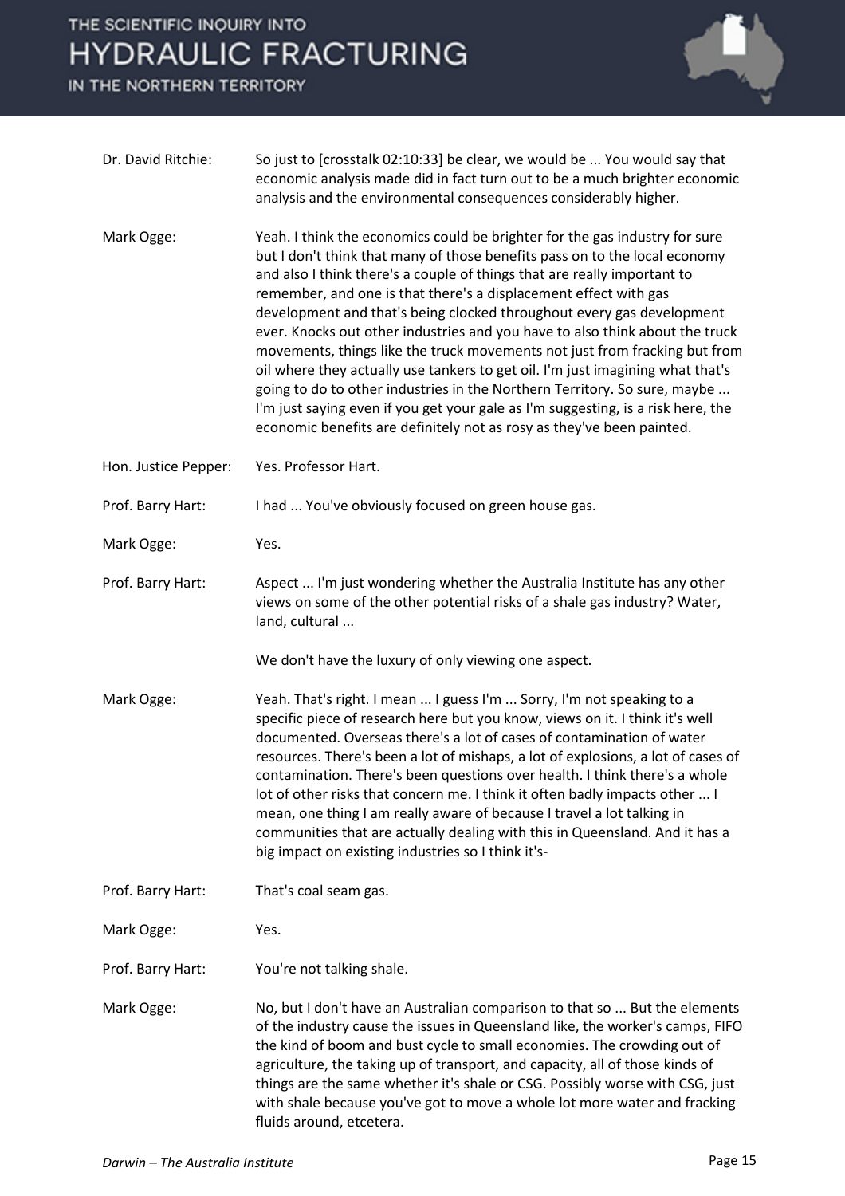Dr. David Ritchie: So just to [crosstalk 02:10:33] be clear, we would be ... You would say that economic analysis made did in fact turn out to be a much brighter economic analysis and the environmental consequences considerably higher.

Mark Ogge: Yeah. I think the economics could be brighter for the gas industry for sure but I don't think that many of those benefits pass on to the local economy and also I think there's a couple of things that are really important to remember, and one is that there's a displacement effect with gas development and that's being clocked throughout every gas development ever. Knocks out other industries and you have to also think about the truck movements, things like the truck movements not just from fracking but from oil where they actually use tankers to get oil. I'm just imagining what that's going to do to other industries in the Northern Territory. So sure, maybe ... I'm just saying even if you get your gale as I'm suggesting, is a risk here, the economic benefits are definitely not as rosy as they've been painted.

Hon. Justice Pepper: Yes. Professor Hart.

Prof. Barry Hart: I had ... You've obviously focused on green house gas.

Mark Ogge: Yes.

Prof. Barry Hart: Aspect ... I'm just wondering whether the Australia Institute has any other views on some of the other potential risks of a shale gas industry? Water, land, cultural ...

We don't have the luxury of only viewing one aspect.

Mark Ogge: Yeah. That's right. I mean ... I guess I'm ... Sorry, I'm not speaking to a specific piece of research here but you know, views on it. I think it's well documented. Overseas there's a lot of cases of contamination of water resources. There's been a lot of mishaps, a lot of explosions, a lot of cases of contamination. There's been questions over health. I think there's a whole lot of other risks that concern me. I think it often badly impacts other ... I mean, one thing I am really aware of because I travel a lot talking in communities that are actually dealing with this in Queensland. And it has a big impact on existing industries so I think it's-

Prof. Barry Hart: That's coal seam gas.

Mark Ogge: Yes.

Prof. Barry Hart: You're not talking shale.

Mark Ogge: No, but I don't have an Australian comparison to that so ... But the elements of the industry cause the issues in Queensland like, the worker's camps, FIFO the kind of boom and bust cycle to small economies. The crowding out of agriculture, the taking up of transport, and capacity, all of those kinds of things are the same whether it's shale or CSG. Possibly worse with CSG, just with shale because you've got to move a whole lot more water and fracking fluids around, etcetera.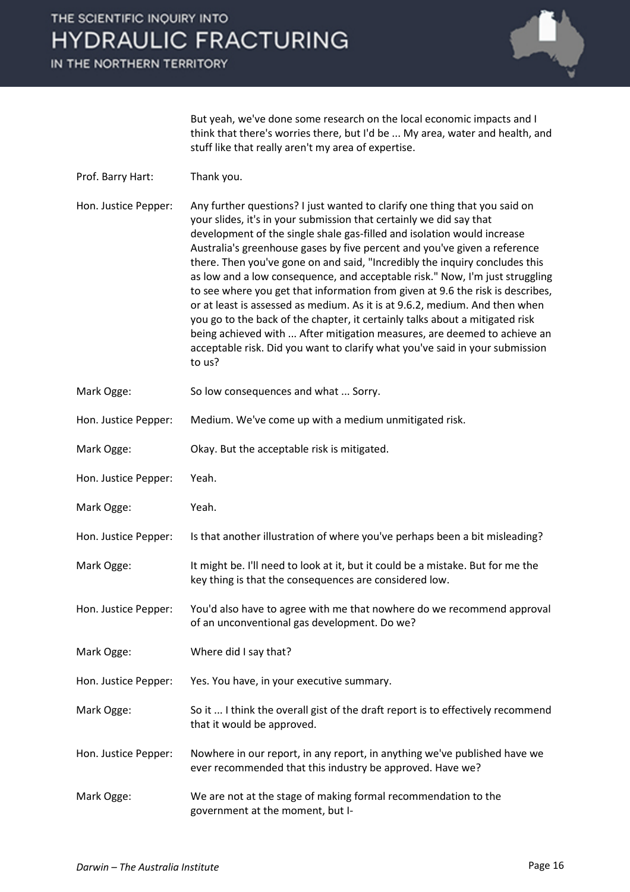But yeah, we've done some research on the local economic impacts and I think that there's worries there, but I'd be ... My area, water and health, and stuff like that really aren't my area of expertise.

| | |
|---|---|
| Prof. Barry Hart: | Thank you. |
| Hon. Justice Pepper: | Any further questions? I just wanted to clarify one thing that you said on your slides, it's in your submission that certainly we did say that development of the single shale gas-filled and isolation would increase Australia's greenhouse gases by five percent and you've given a reference there. Then you've gone on and said, "Incredibly the inquiry concludes this as low and a low consequence, and acceptable risk." Now, I'm just struggling to see where you get that information from given at 9.6 the risk is describes, or at least is assessed as medium. As it is at 9.6.2, medium. And then when you go to the back of the chapter, it certainly talks about a mitigated risk being achieved with ... After mitigation measures, are deemed to achieve an acceptable risk. Did you want to clarify what you've said in your submission to us? |
| Mark Ogge: | So low consequences and what ... Sorry. |
| Hon. Justice Pepper: | Medium. We've come up with a medium unmitigated risk. |
| Mark Ogge: | Okay. But the acceptable risk is mitigated. |
| Hon. Justice Pepper: | Yeah. |
| Mark Ogge: | Yeah. |
| Hon. Justice Pepper: | Is that another illustration of where you've perhaps been a bit misleading? |
| Mark Ogge: | It might be. I'll need to look at it, but it could be a mistake. But for me the key thing is that the consequences are considered low. |
| Hon. Justice Pepper: | You'd also have to agree with me that nowhere do we recommend approval of an unconventional gas development. Do we? |
| Mark Ogge: | Where did I say that? |
| Hon. Justice Pepper: | Yes. You have, in your executive summary. |
| Mark Ogge: | So it ... I think the overall gist of the draft report is to effectively recommend that it would be approved. |
| Hon. Justice Pepper: | Nowhere in our report, in any report, in anything we've published have we ever recommended that this industry be approved. Have we? |
| Mark Ogge: | We are not at the stage of making formal recommendation to the government at the moment, but I- |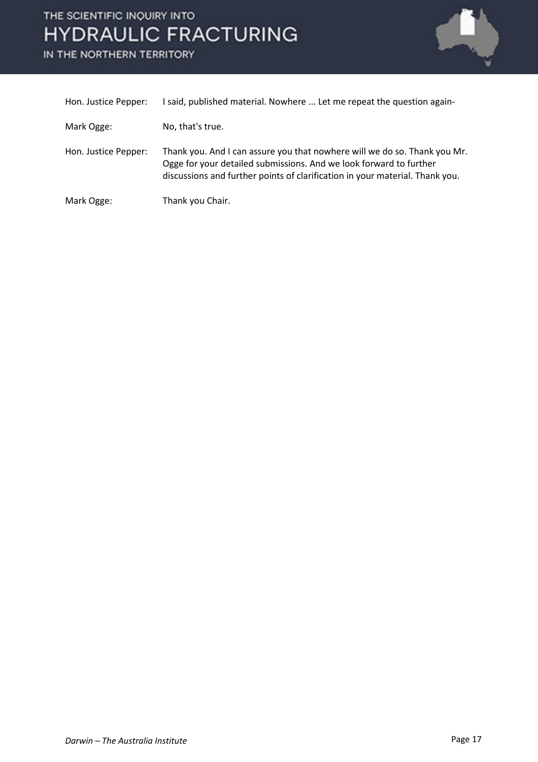Hon. Justice Pepper: I said, published material. Nowhere ... Let me repeat the question again-

Mark Ogge: No, that's true.

Hon. Justice Pepper: Thank you. And I can assure you that nowhere will we do so. Thank you Mr. Ogge for your detailed submissions. And we look forward to further discussions and further points of clarification in your material. Thank you.

Mark Ogge: Thank you Chair.